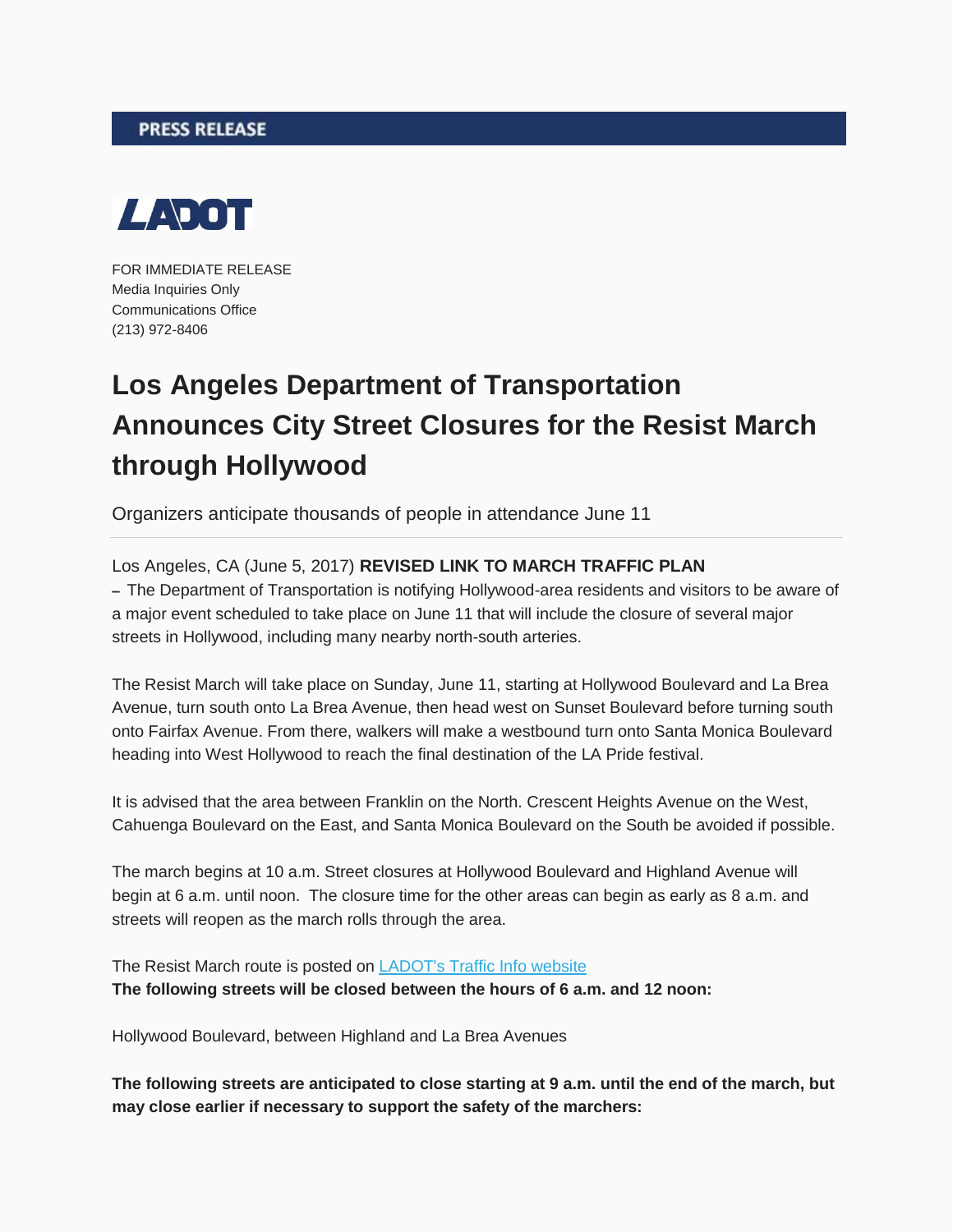**PRESS RELEASE**

**LADOT**

FOR IMMEDIATE RELEASE
Media Inquiries Only
Communications Office
(213) 972-8406

# Los Angeles Department of Transportation Announces City Street Closures for the Resist March through Hollywood

Organizers anticipate thousands of people in attendance June 11

---

Los Angeles, CA (June 5, 2017) **REVISED LINK TO MARCH TRAFFIC PLAN** – The Department of Transportation is notifying Hollywood-area residents and visitors to be aware of a major event scheduled to take place on June 11 that will include the closure of several major streets in Hollywood, including many nearby north-south arteries.

The Resist March will take place on Sunday, June 11, starting at Hollywood Boulevard and La Brea Avenue, turn south onto La Brea Avenue, then head west on Sunset Boulevard before turning south onto Fairfax Avenue. From there, walkers will make a westbound turn onto Santa Monica Boulevard heading into West Hollywood to reach the final destination of the LA Pride festival.

It is advised that the area between Franklin on the North. Crescent Heights Avenue on the West, Cahuenga Boulevard on the East, and Santa Monica Boulevard on the South be avoided if possible.

The march begins at 10 a.m. Street closures at Hollywood Boulevard and Highland Avenue will begin at 6 a.m. until noon. The closure time for the other areas can begin as early as 8 a.m. and streets will reopen as the march rolls through the area.

The Resist March route is posted on [LADOT's Traffic Info website]
**The following streets will be closed between the hours of 6 a.m. and 12 noon:**

Hollywood Boulevard, between Highland and La Brea Avenues

**The following streets are anticipated to close starting at 9 a.m. until the end of the march, but may close earlier if necessary to support the safety of the marchers:**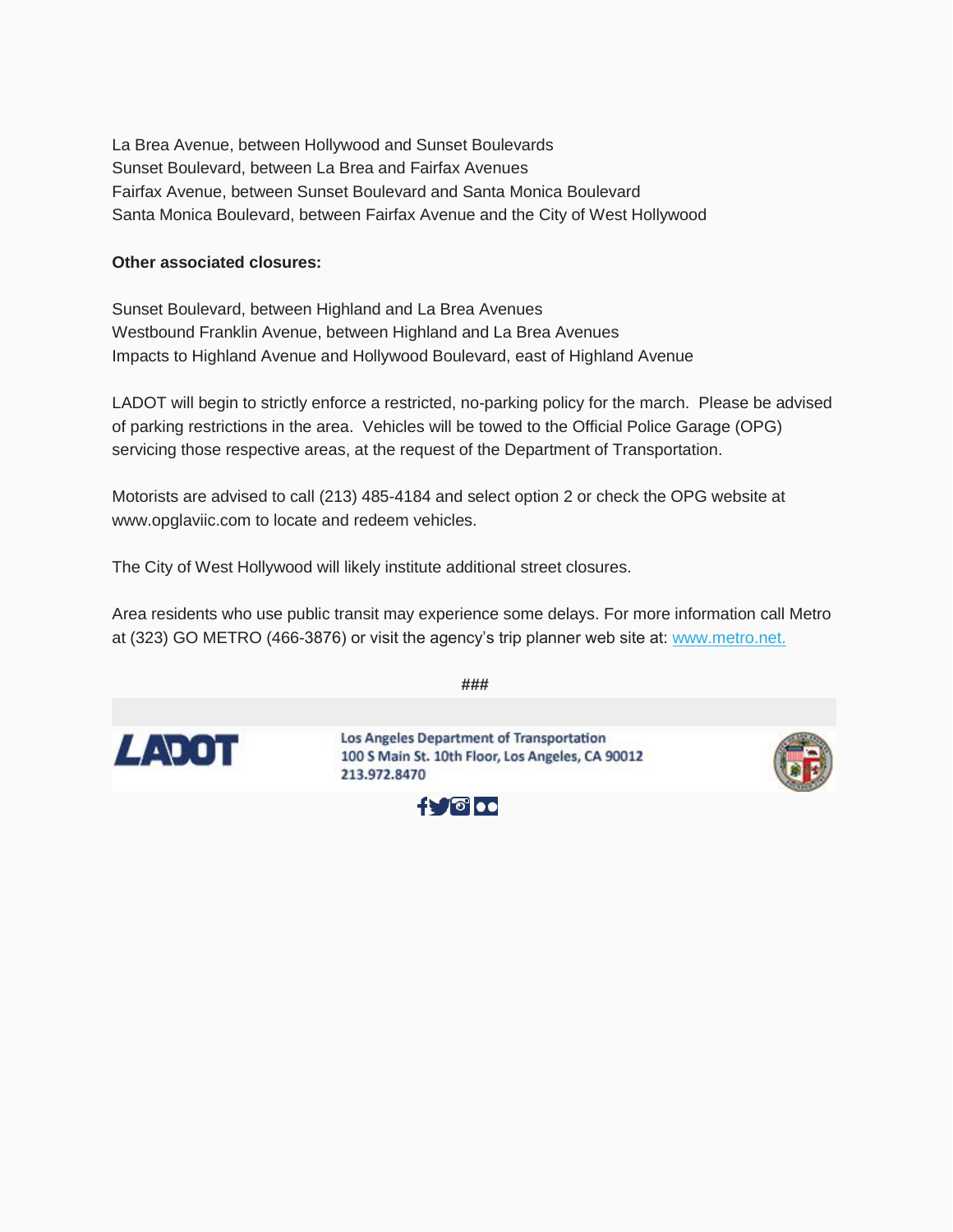La Brea Avenue, between Hollywood and Sunset Boulevards
Sunset Boulevard, between La Brea and Fairfax Avenues
Fairfax Avenue, between Sunset Boulevard and Santa Monica Boulevard
Santa Monica Boulevard, between Fairfax Avenue and the City of West Hollywood

**Other associated closures:**

Sunset Boulevard, between Highland and La Brea Avenues
Westbound Franklin Avenue, between Highland and La Brea Avenues
Impacts to Highland Avenue and Hollywood Boulevard, east of Highland Avenue

LADOT will begin to strictly enforce a restricted, no-parking policy for the march. Please be advised of parking restrictions in the area. Vehicles will be towed to the Official Police Garage (OPG) servicing those respective areas, at the request of the Department of Transportation.

Motorists are advised to call (213) 485-4184 and select option 2 or check the OPG website at www.opglaviic.com to locate and redeem vehicles.

The City of West Hollywood will likely institute additional street closures.

Area residents who use public transit may experience some delays. For more information call Metro at (323) GO METRO (466-3876) or visit the agency's trip planner web site at: [www.metro.net.](http://www.metro.net)

###

LADOT

Los Angeles Department of Transportation
100 S Main St. 10th Floor, Los Angeles, CA 90012
213.972.8470